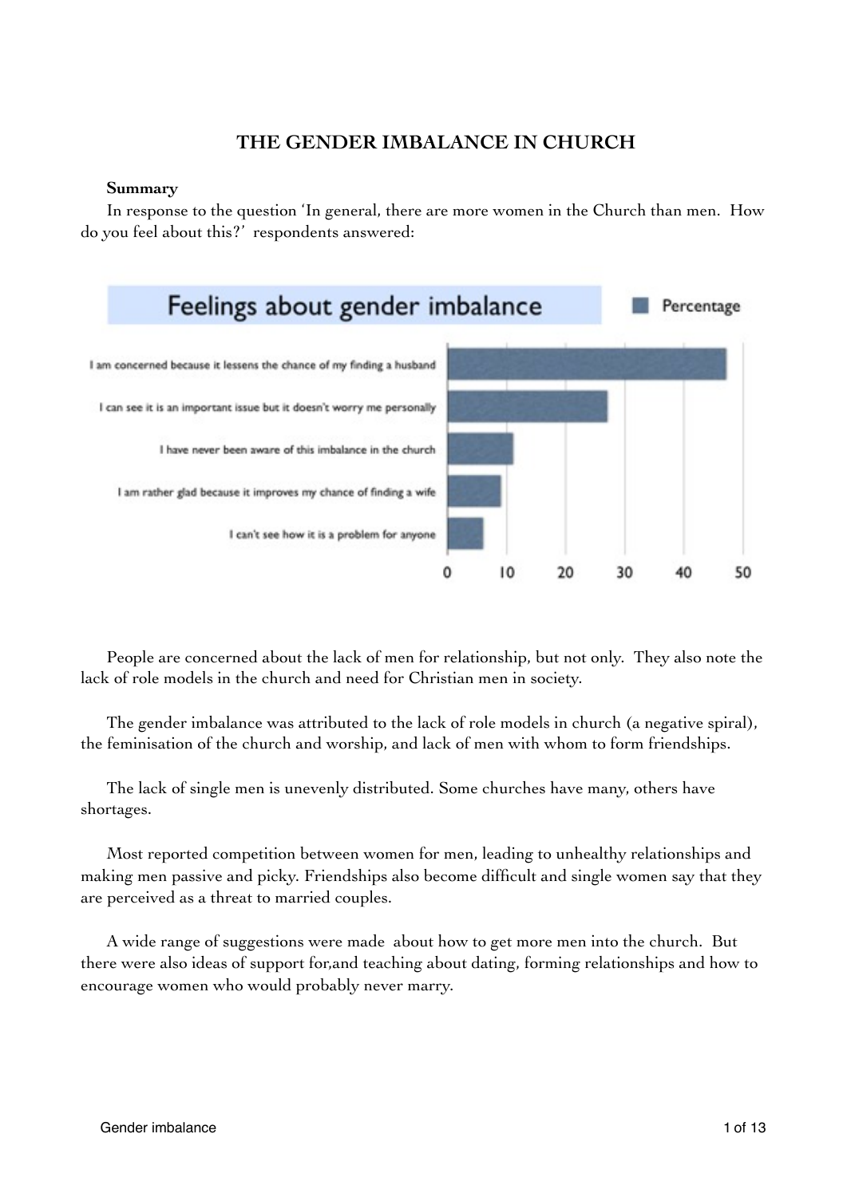# THE GENDER IMBALANCE IN CHURCH

**Summary**

In response to the question 'In general, there are more women in the Church than men. How do you feel about this?' respondents answered:

**Feelings about gender imbalance** (Percentage)

- I am concerned because it lessens the chance of my finding a husband
- I can see it is an important issue but it doesn't worry me personally
- I have never been aware of this imbalance in the church
- I am rather glad because it improves my chance of finding a wife
- I can't see how it is a problem for anyone

People are concerned about the lack of men for relationship, but not only. They also note the lack of role models in the church and need for Christian men in society.

The gender imbalance was attributed to the lack of role models in church (a negative spiral), the feminisation of the church and worship, and lack of men with whom to form friendships.

The lack of single men is unevenly distributed. Some churches have many, others have shortages.

Most reported competition between women for men, leading to unhealthy relationships and making men passive and picky. Friendships also become difficult and single women say that they are perceived as a threat to married couples.

A wide range of suggestions were made about how to get more men into the church. But there were also ideas of support for,and teaching about dating, forming relationships and how to encourage women who would probably never marry.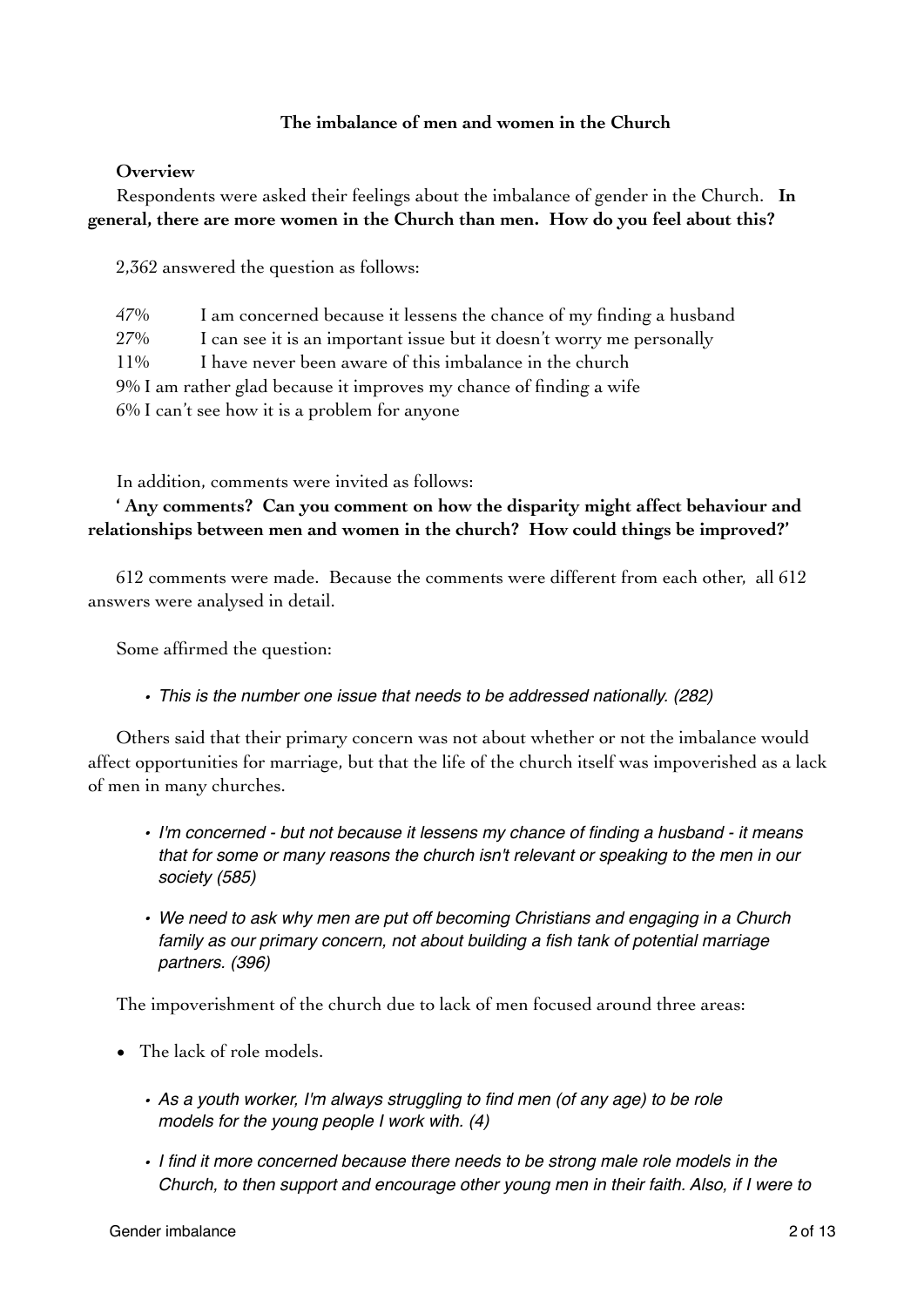## The imbalance of men and women in the Church

### Overview

Respondents were asked their feelings about the imbalance of gender in the Church. **In general, there are more women in the Church than men. How do you feel about this?**

2,362 answered the question as follows:

47% I am concerned because it lessens the chance of my finding a husband
27% I can see it is an important issue but it doesn't worry me personally
11% I have never been aware of this imbalance in the church
9% I am rather glad because it improves my chance of finding a wife
6% I can't see how it is a problem for anyone

In addition, comments were invited as follows:

**' Any comments? Can you comment on how the disparity might affect behaviour and relationships between men and women in the church? How could things be improved?'**

612 comments were made. Because the comments were different from each other, all 612 answers were analysed in detail.

Some affirmed the question:

- *This is the number one issue that needs to be addressed nationally. (282)*

Others said that their primary concern was not about whether or not the imbalance would affect opportunities for marriage, but that the life of the church itself was impoverished as a lack of men in many churches.

- *I'm concerned - but not because it lessens my chance of finding a husband - it means that for some or many reasons the church isn't relevant or speaking to the men in our society (585)*
- *We need to ask why men are put off becoming Christians and engaging in a Church family as our primary concern, not about building a fish tank of potential marriage partners. (396)*

The impoverishment of the church due to lack of men focused around three areas:

- The lack of role models.
  - *As a youth worker, I'm always struggling to find men (of any age) to be role models for the young people I work with. (4)*
  - *I find it more concerned because there needs to be strong male role models in the Church, to then support and encourage other young men in their faith. Also, if I were to*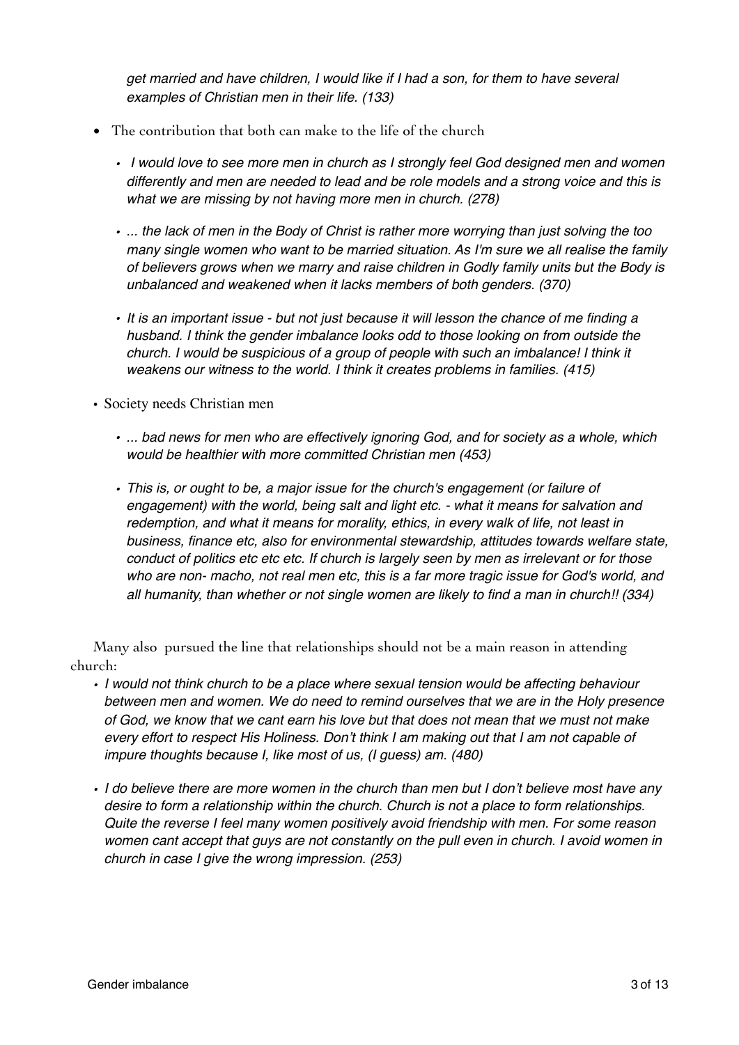*get married and have children, I would like if I had a son, for them to have several examples of Christian men in their life. (133)*

- The contribution that both can make to the life of the church
  - *I would love to see more men in church as I strongly feel God designed men and women differently and men are needed to lead and be role models and a strong voice and this is what we are missing by not having more men in church. (278)*
  - *... the lack of men in the Body of Christ is rather more worrying than just solving the too many single women who want to be married situation. As I'm sure we all realise the family of believers grows when we marry and raise children in Godly family units but the Body is unbalanced and weakened when it lacks members of both genders. (370)*
  - *It is an important issue - but not just because it will lesson the chance of me finding a husband. I think the gender imbalance looks odd to those looking on from outside the church. I would be suspicious of a group of people with such an imbalance! I think it weakens our witness to the world. I think it creates problems in families. (415)*
- Society needs Christian men
  - *... bad news for men who are effectively ignoring God, and for society as a whole, which would be healthier with more committed Christian men (453)*
  - *This is, or ought to be, a major issue for the church's engagement (or failure of engagement) with the world, being salt and light etc. - what it means for salvation and redemption, and what it means for morality, ethics, in every walk of life, not least in business, finance etc, also for environmental stewardship, attitudes towards welfare state, conduct of politics etc etc etc. If church is largely seen by men as irrelevant or for those who are non- macho, not real men etc, this is a far more tragic issue for God's world, and all humanity, than whether or not single women are likely to find a man in church!! (334)*

Many also pursued the line that relationships should not be a main reason in attending church:

- *I would not think church to be a place where sexual tension would be affecting behaviour between men and women. We do need to remind ourselves that we are in the Holy presence of God, we know that we cant earn his love but that does not mean that we must not make every effort to respect His Holiness. Don't think I am making out that I am not capable of impure thoughts because I, like most of us, (I guess) am. (480)*
- *I do believe there are more women in the church than men but I don't believe most have any desire to form a relationship within the church. Church is not a place to form relationships. Quite the reverse I feel many women positively avoid friendship with men. For some reason women cant accept that guys are not constantly on the pull even in church. I avoid women in church in case I give the wrong impression. (253)*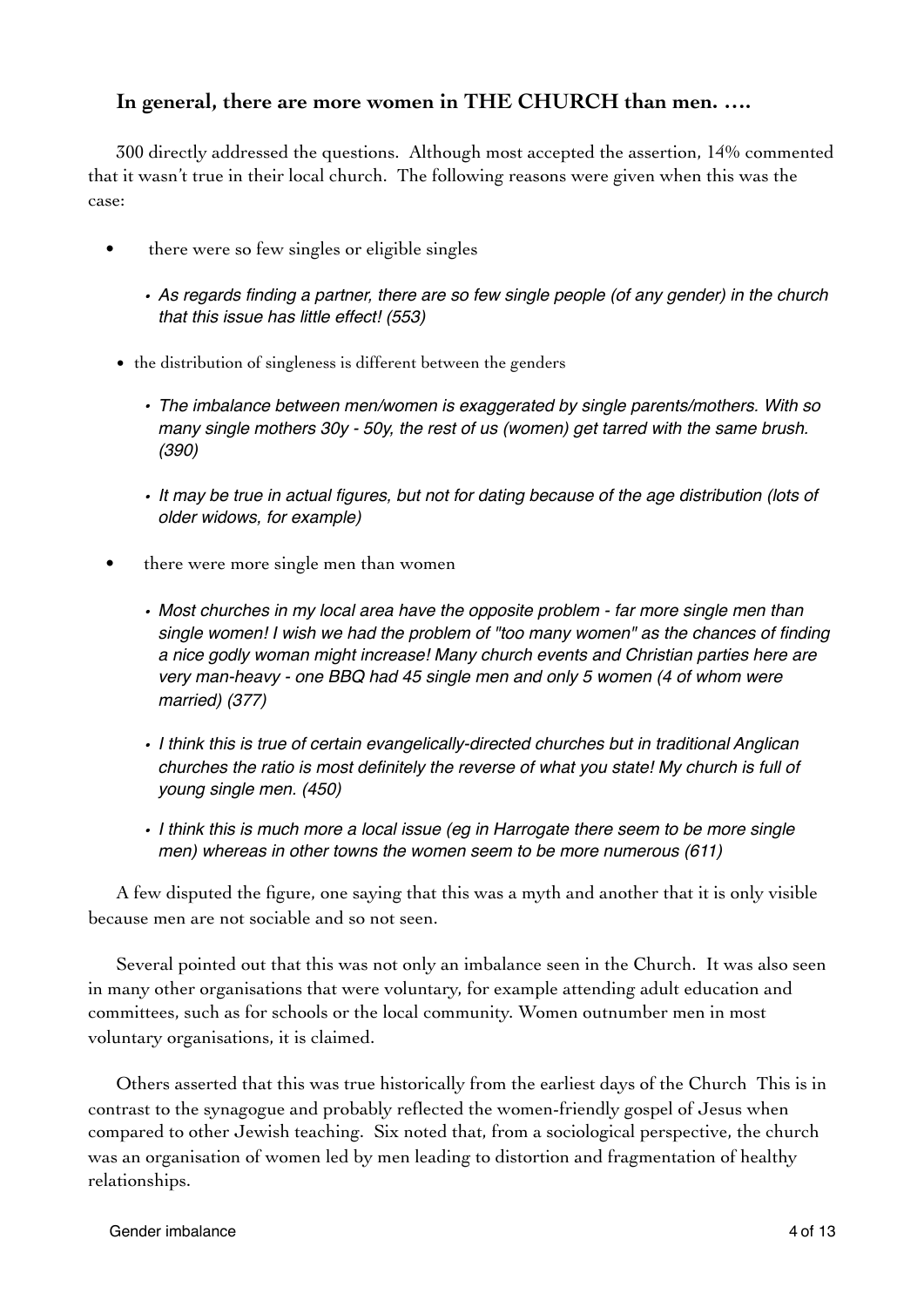### **In general, there are more women in THE CHURCH than men. ….**

300 directly addressed the questions. Although most accepted the assertion, 14% commented that it wasn't true in their local church. The following reasons were given when this was the case:

- there were so few singles or eligible singles
  - *As regards finding a partner, there are so few single people (of any gender) in the church that this issue has little effect! (553)*
- the distribution of singleness is different between the genders
  - *The imbalance between men/women is exaggerated by single parents/mothers. With so many single mothers 30y - 50y, the rest of us (women) get tarred with the same brush. (390)*
  - *It may be true in actual figures, but not for dating because of the age distribution (lots of older widows, for example)*
- there were more single men than women
  - *Most churches in my local area have the opposite problem - far more single men than single women! I wish we had the problem of "too many women" as the chances of finding a nice godly woman might increase! Many church events and Christian parties here are very man-heavy - one BBQ had 45 single men and only 5 women (4 of whom were married) (377)*
  - *I think this is true of certain evangelically-directed churches but in traditional Anglican churches the ratio is most definitely the reverse of what you state! My church is full of young single men. (450)*
  - *I think this is much more a local issue (eg in Harrogate there seem to be more single men) whereas in other towns the women seem to be more numerous (611)*

A few disputed the figure, one saying that this was a myth and another that it is only visible because men are not sociable and so not seen.

Several pointed out that this was not only an imbalance seen in the Church. It was also seen in many other organisations that were voluntary, for example attending adult education and committees, such as for schools or the local community. Women outnumber men in most voluntary organisations, it is claimed.

Others asserted that this was true historically from the earliest days of the Church This is in contrast to the synagogue and probably reflected the women-friendly gospel of Jesus when compared to other Jewish teaching. Six noted that, from a sociological perspective, the church was an organisation of women led by men leading to distortion and fragmentation of healthy relationships.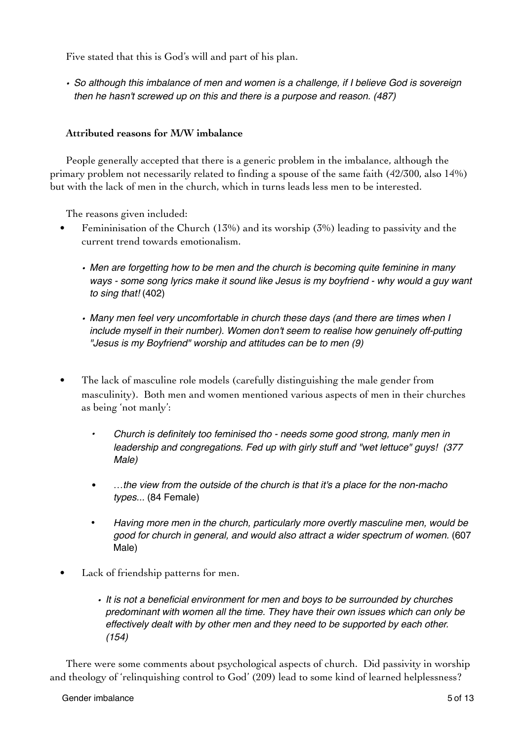Five stated that this is God's will and part of his plan.

- *So although this imbalance of men and women is a challenge, if I believe God is sovereign then he hasn't screwed up on this and there is a purpose and reason. (487)*

**Attributed reasons for M/W imbalance**

People generally accepted that there is a generic problem in the imbalance, although the primary problem not necessarily related to finding a spouse of the same faith (42/300, also 14%) but with the lack of men in the church, which in turns leads less men to be interested.

The reasons given included:

- Femininisation of the Church (13%) and its worship (3%) leading to passivity and the current trend towards emotionalism.
  - *Men are forgetting how to be men and the church is becoming quite feminine in many ways - some song lyrics make it sound like Jesus is my boyfriend - why would a guy want to sing that!* (402)
  - *Many men feel very uncomfortable in church these days (and there are times when I include myself in their number). Women don't seem to realise how genuinely off-putting "Jesus is my Boyfriend" worship and attitudes can be to men (9)*
- The lack of masculine role models (carefully distinguishing the male gender from masculinity). Both men and women mentioned various aspects of men in their churches as being 'not manly':
  - *Church is definitely too feminised tho - needs some good strong, manly men in leadership and congregations. Fed up with girly stuff and "wet lettuce" guys! (377 Male)*
  - *…the view from the outside of the church is that it's a place for the non-macho types...* (84 Female)
  - *Having more men in the church, particularly more overtly masculine men, would be good for church in general, and would also attract a wider spectrum of women.* (607 Male)
- Lack of friendship patterns for men.
  - *It is not a beneficial environment for men and boys to be surrounded by churches predominant with women all the time. They have their own issues which can only be effectively dealt with by other men and they need to be supported by each other. (154)*

There were some comments about psychological aspects of church. Did passivity in worship and theology of 'relinquishing control to God' (209) lead to some kind of learned helplessness?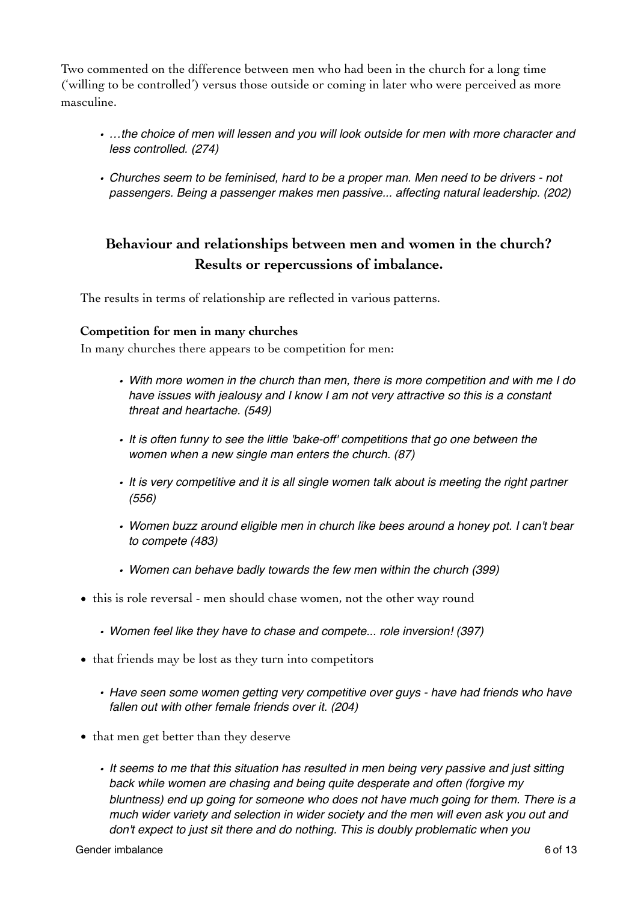Two commented on the difference between men who had been in the church for a long time ('willing to be controlled') versus those outside or coming in later who were perceived as more masculine.

- *…the choice of men will lessen and you will look outside for men with more character and less controlled. (274)*
- *Churches seem to be feminised, hard to be a proper man. Men need to be drivers - not passengers. Being a passenger makes men passive... affecting natural leadership. (202)*

## Behaviour and relationships between men and women in the church? Results or repercussions of imbalance.

The results in terms of relationship are reflected in various patterns.

**Competition for men in many churches**

In many churches there appears to be competition for men:

- *With more women in the church than men, there is more competition and with me I do have issues with jealousy and I know I am not very attractive so this is a constant threat and heartache. (549)*
- *It is often funny to see the little 'bake-off' competitions that go one between the women when a new single man enters the church. (87)*
- *It is very competitive and it is all single women talk about is meeting the right partner (556)*
- *Women buzz around eligible men in church like bees around a honey pot. I can't bear to compete (483)*
- *Women can behave badly towards the few men within the church (399)*

- this is role reversal - men should chase women, not the other way round
    - *Women feel like they have to chase and compete... role inversion! (397)*
- that friends may be lost as they turn into competitors
    - *Have seen some women getting very competitive over guys - have had friends who have fallen out with other female friends over it. (204)*
- that men get better than they deserve
    - *It seems to me that this situation has resulted in men being very passive and just sitting back while women are chasing and being quite desperate and often (forgive my bluntness) end up going for someone who does not have much going for them. There is a much wider variety and selection in wider society and the men will even ask you out and don't expect to just sit there and do nothing. This is doubly problematic when you*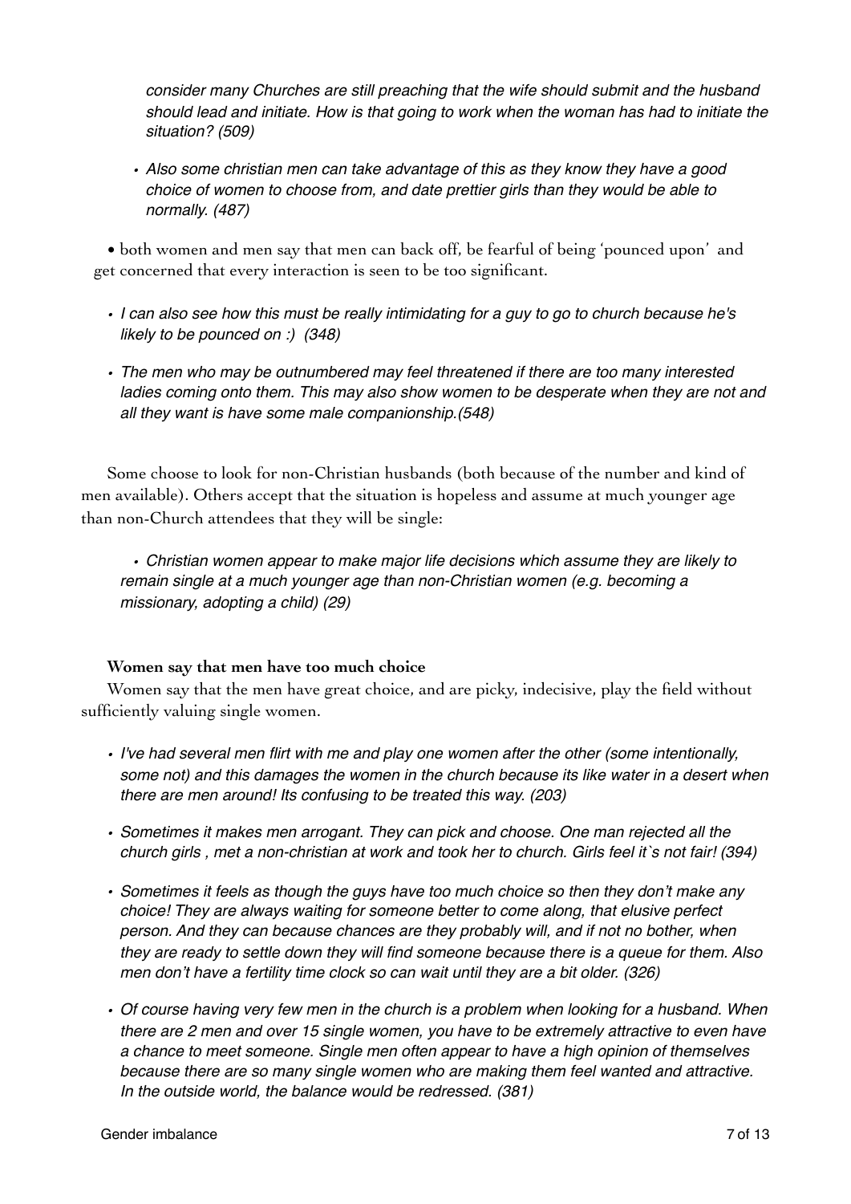*consider many Churches are still preaching that the wife should submit and the husband should lead and initiate. How is that going to work when the woman has had to initiate the situation? (509)*

- *Also some christian men can take advantage of this as they know they have a good choice of women to choose from, and date prettier girls than they would be able to normally. (487)*

- both women and men say that men can back off, be fearful of being 'pounced upon' and get concerned that every interaction is seen to be too significant.

  - *I can also see how this must be really intimidating for a guy to go to church because he's likely to be pounced on :) (348)*
  - *The men who may be outnumbered may feel threatened if there are too many interested ladies coming onto them. This may also show women to be desperate when they are not and all they want is have some male companionship.(548)*

Some choose to look for non-Christian husbands (both because of the number and kind of men available). Others accept that the situation is hopeless and assume at much younger age than non-Church attendees that they will be single:

- *Christian women appear to make major life decisions which assume they are likely to remain single at a much younger age than non-Christian women (e.g. becoming a missionary, adopting a child) (29)*

**Women say that men have too much choice**

Women say that the men have great choice, and are picky, indecisive, play the field without sufficiently valuing single women.

- *I've had several men flirt with me and play one women after the other (some intentionally, some not) and this damages the women in the church because its like water in a desert when there are men around! Its confusing to be treated this way. (203)*
- *Sometimes it makes men arrogant. They can pick and choose. One man rejected all the church girls , met a non-christian at work and took her to church. Girls feel it`s not fair! (394)*
- *Sometimes it feels as though the guys have too much choice so then they don't make any choice! They are always waiting for someone better to come along, that elusive perfect person. And they can because chances are they probably will, and if not no bother, when they are ready to settle down they will find someone because there is a queue for them. Also men don't have a fertility time clock so can wait until they are a bit older. (326)*
- *Of course having very few men in the church is a problem when looking for a husband. When there are 2 men and over 15 single women, you have to be extremely attractive to even have a chance to meet someone. Single men often appear to have a high opinion of themselves because there are so many single women who are making them feel wanted and attractive. In the outside world, the balance would be redressed. (381)*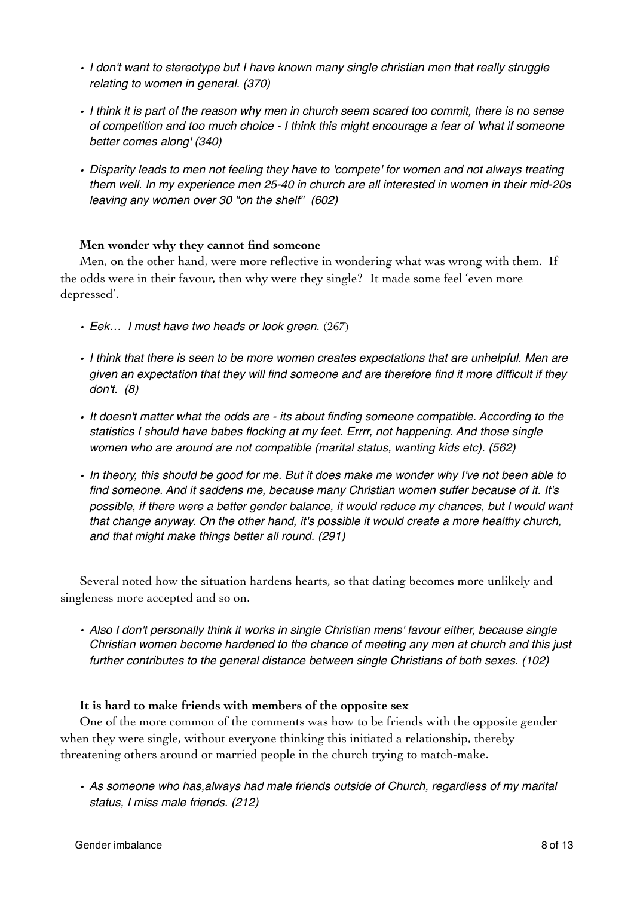- *I don't want to stereotype but I have known many single christian men that really struggle relating to women in general. (370)*

- *I think it is part of the reason why men in church seem scared too commit, there is no sense of competition and too much choice - I think this might encourage a fear of 'what if someone better comes along' (340)*

- *Disparity leads to men not feeling they have to 'compete' for women and not always treating them well. In my experience men 25-40 in church are all interested in women in their mid-20s leaving any women over 30 "on the shelf" (602)*

**Men wonder why they cannot find someone**

Men, on the other hand, were more reflective in wondering what was wrong with them. If the odds were in their favour, then why were they single? It made some feel 'even more depressed'.

- *Eek… I must have two heads or look green.* (267)

- *I think that there is seen to be more women creates expectations that are unhelpful. Men are given an expectation that they will find someone and are therefore find it more difficult if they don't. (8)*

- *It doesn't matter what the odds are - its about finding someone compatible. According to the statistics I should have babes flocking at my feet. Errrr, not happening. And those single women who are around are not compatible (marital status, wanting kids etc). (562)*

- *In theory, this should be good for me. But it does make me wonder why I've not been able to find someone. And it saddens me, because many Christian women suffer because of it. It's possible, if there were a better gender balance, it would reduce my chances, but I would want that change anyway. On the other hand, it's possible it would create a more healthy church, and that might make things better all round. (291)*

Several noted how the situation hardens hearts, so that dating becomes more unlikely and singleness more accepted and so on.

- *Also I don't personally think it works in single Christian mens' favour either, because single Christian women become hardened to the chance of meeting any men at church and this just further contributes to the general distance between single Christians of both sexes. (102)*

**It is hard to make friends with members of the opposite sex**

One of the more common of the comments was how to be friends with the opposite gender when they were single, without everyone thinking this initiated a relationship, thereby threatening others around or married people in the church trying to match-make.

- *As someone who has,always had male friends outside of Church, regardless of my marital status, I miss male friends. (212)*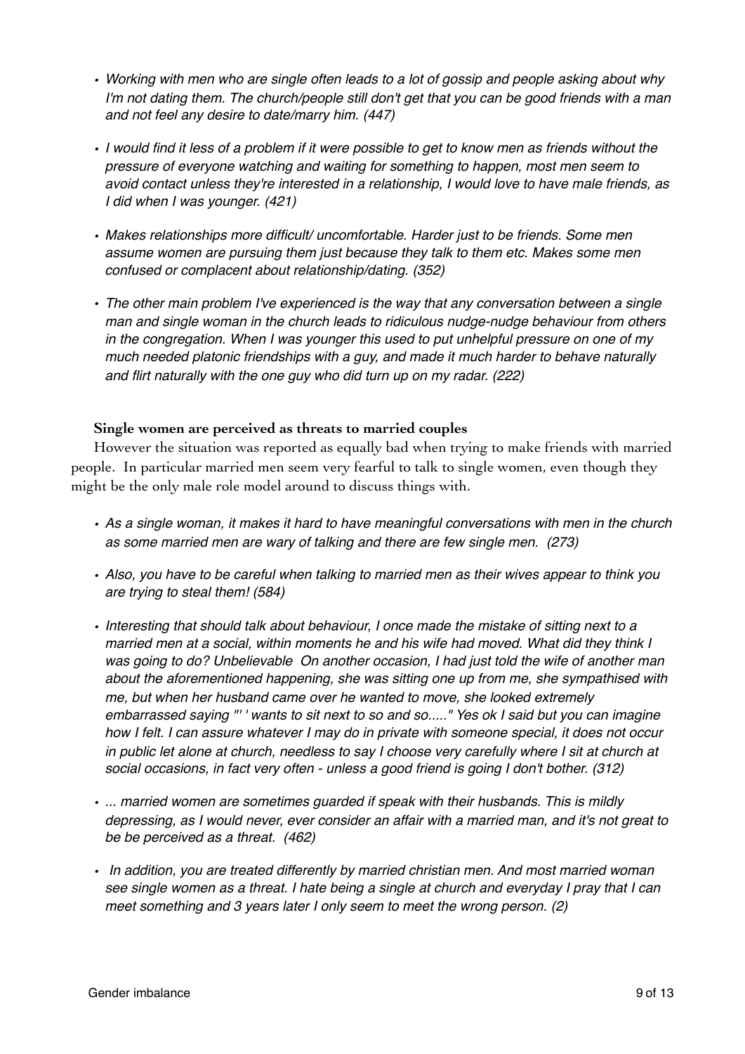- *Working with men who are single often leads to a lot of gossip and people asking about why I'm not dating them. The church/people still don't get that you can be good friends with a man and not feel any desire to date/marry him. (447)*

- *I would find it less of a problem if it were possible to get to know men as friends without the pressure of everyone watching and waiting for something to happen, most men seem to avoid contact unless they're interested in a relationship, I would love to have male friends, as I did when I was younger. (421)*

- *Makes relationships more difficult/ uncomfortable. Harder just to be friends. Some men assume women are pursuing them just because they talk to them etc. Makes some men confused or complacent about relationship/dating. (352)*

- *The other main problem I've experienced is the way that any conversation between a single man and single woman in the church leads to ridiculous nudge-nudge behaviour from others in the congregation. When I was younger this used to put unhelpful pressure on one of my much needed platonic friendships with a guy, and made it much harder to behave naturally and flirt naturally with the one guy who did turn up on my radar. (222)*

**Single women are perceived as threats to married couples**

However the situation was reported as equally bad when trying to make friends with married people. In particular married men seem very fearful to talk to single women, even though they might be the only male role model around to discuss things with.

- *As a single woman, it makes it hard to have meaningful conversations with men in the church as some married men are wary of talking and there are few single men. (273)*

- *Also, you have to be careful when talking to married men as their wives appear to think you are trying to steal them! (584)*

- *Interesting that should talk about behaviour, I once made the mistake of sitting next to a married men at a social, within moments he and his wife had moved. What did they think I was going to do? Unbelievable On another occasion, I had just told the wife of another man about the aforementioned happening, she was sitting one up from me, she sympathised with me, but when her husband came over he wanted to move, she looked extremely embarrassed saying "' ' wants to sit next to so and so....." Yes ok I said but you can imagine how I felt. I can assure whatever I may do in private with someone special, it does not occur in public let alone at church, needless to say I choose very carefully where I sit at church at social occasions, in fact very often - unless a good friend is going I don't bother. (312)*

- *... married women are sometimes guarded if speak with their husbands. This is mildly depressing, as I would never, ever consider an affair with a married man, and it's not great to be be perceived as a threat. (462)*

- *In addition, you are treated differently by married christian men. And most married woman see single women as a threat. I hate being a single at church and everyday I pray that I can meet something and 3 years later I only seem to meet the wrong person. (2)*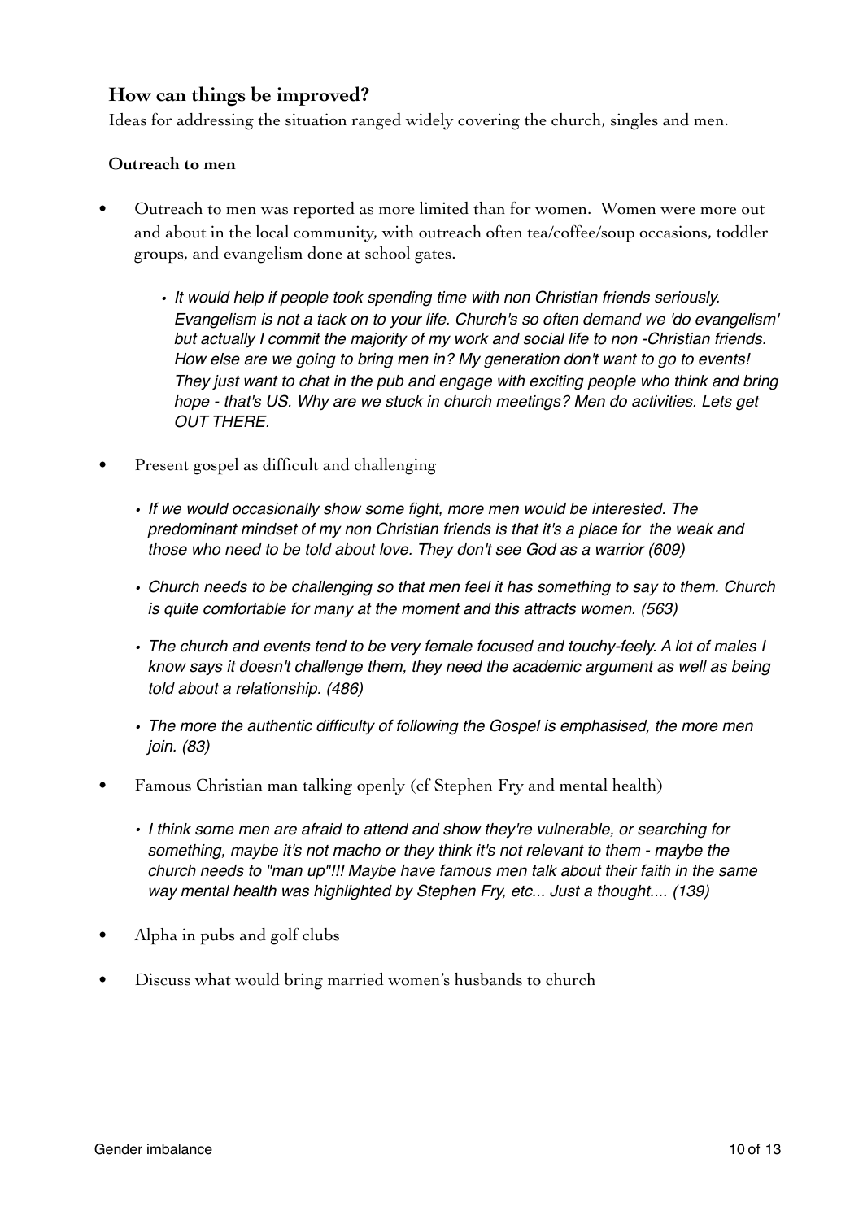## How can things be improved?

Ideas for addressing the situation ranged widely covering the church, singles and men.

### Outreach to men

- Outreach to men was reported as more limited than for women. Women were more out and about in the local community, with outreach often tea/coffee/soup occasions, toddler groups, and evangelism done at school gates.
    - *It would help if people took spending time with non Christian friends seriously. Evangelism is not a tack on to your life. Church's so often demand we 'do evangelism' but actually I commit the majority of my work and social life to non -Christian friends. How else are we going to bring men in? My generation don't want to go to events! They just want to chat in the pub and engage with exciting people who think and bring hope - that's US. Why are we stuck in church meetings? Men do activities. Lets get OUT THERE.*
- Present gospel as difficult and challenging
    - *If we would occasionally show some fight, more men would be interested. The predominant mindset of my non Christian friends is that it's a place for the weak and those who need to be told about love. They don't see God as a warrior (609)*
    - *Church needs to be challenging so that men feel it has something to say to them. Church is quite comfortable for many at the moment and this attracts women. (563)*
    - *The church and events tend to be very female focused and touchy-feely. A lot of males I know says it doesn't challenge them, they need the academic argument as well as being told about a relationship. (486)*
    - *The more the authentic difficulty of following the Gospel is emphasised, the more men join. (83)*
- Famous Christian man talking openly (cf Stephen Fry and mental health)
    - *I think some men are afraid to attend and show they're vulnerable, or searching for something, maybe it's not macho or they think it's not relevant to them - maybe the church needs to "man up"!!! Maybe have famous men talk about their faith in the same way mental health was highlighted by Stephen Fry, etc... Just a thought.... (139)*
- Alpha in pubs and golf clubs
- Discuss what would bring married women's husbands to church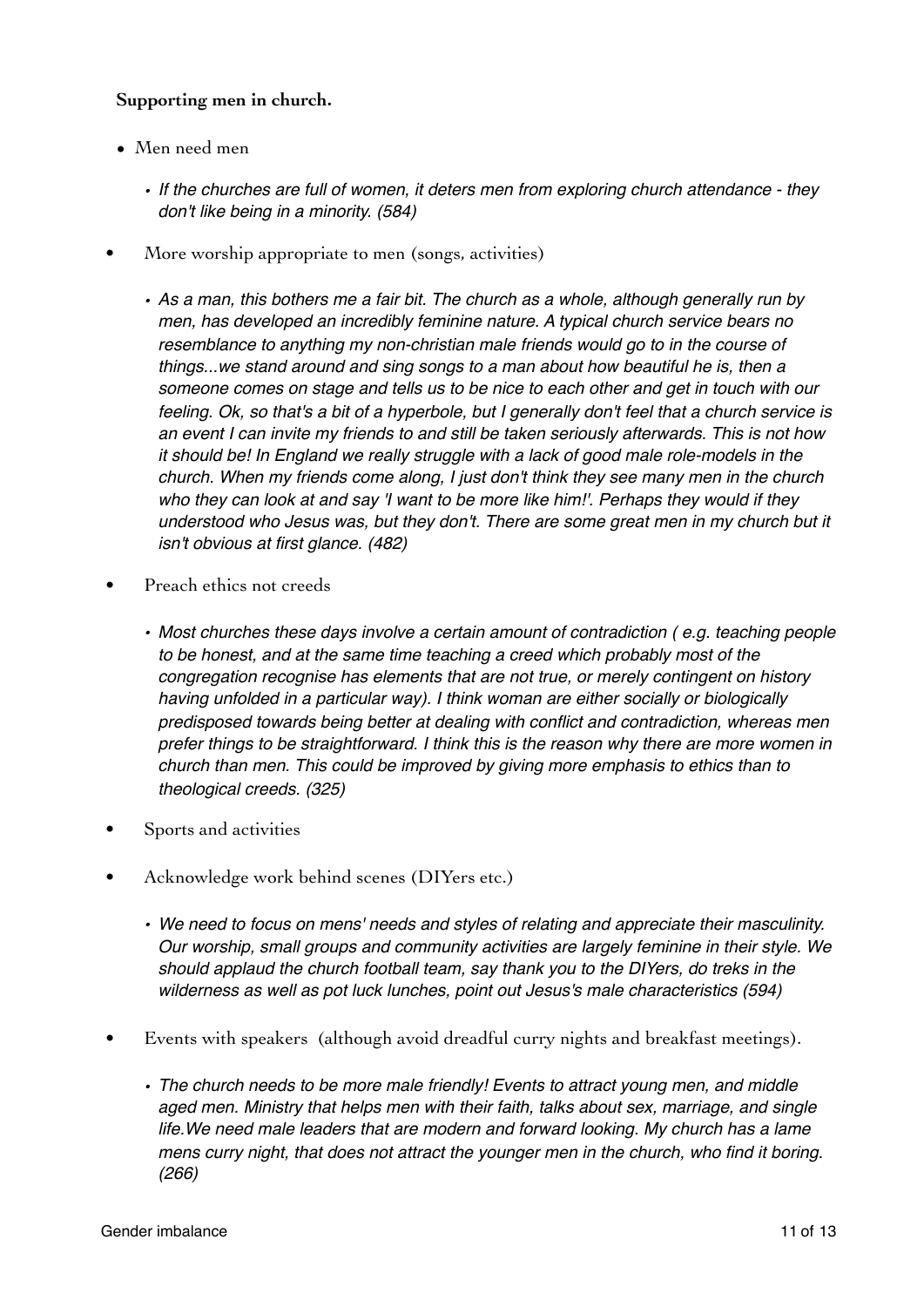**Supporting men in church.**

- Men need men
    - *If the churches are full of women, it deters men from exploring church attendance - they don't like being in a minority. (584)*
- More worship appropriate to men (songs, activities)
    - *As a man, this bothers me a fair bit. The church as a whole, although generally run by men, has developed an incredibly feminine nature. A typical church service bears no resemblance to anything my non-christian male friends would go to in the course of things...we stand around and sing songs to a man about how beautiful he is, then a someone comes on stage and tells us to be nice to each other and get in touch with our feeling. Ok, so that's a bit of a hyperbole, but I generally don't feel that a church service is an event I can invite my friends to and still be taken seriously afterwards. This is not how it should be! In England we really struggle with a lack of good male role-models in the church. When my friends come along, I just don't think they see many men in the church who they can look at and say 'I want to be more like him!'. Perhaps they would if they understood who Jesus was, but they don't. There are some great men in my church but it isn't obvious at first glance. (482)*
- Preach ethics not creeds
    - *Most churches these days involve a certain amount of contradiction ( e.g. teaching people to be honest, and at the same time teaching a creed which probably most of the congregation recognise has elements that are not true, or merely contingent on history having unfolded in a particular way). I think woman are either socially or biologically predisposed towards being better at dealing with conflict and contradiction, whereas men prefer things to be straightforward. I think this is the reason why there are more women in church than men. This could be improved by giving more emphasis to ethics than to theological creeds. (325)*
- Sports and activities
- Acknowledge work behind scenes (DIYers etc.)
    - *We need to focus on mens' needs and styles of relating and appreciate their masculinity. Our worship, small groups and community activities are largely feminine in their style. We should applaud the church football team, say thank you to the DIYers, do treks in the wilderness as well as pot luck lunches, point out Jesus's male characteristics (594)*
- Events with speakers (although avoid dreadful curry nights and breakfast meetings).
    - *The church needs to be more male friendly! Events to attract young men, and middle aged men. Ministry that helps men with their faith, talks about sex, marriage, and single life.We need male leaders that are modern and forward looking. My church has a lame mens curry night, that does not attract the younger men in the church, who find it boring. (266)*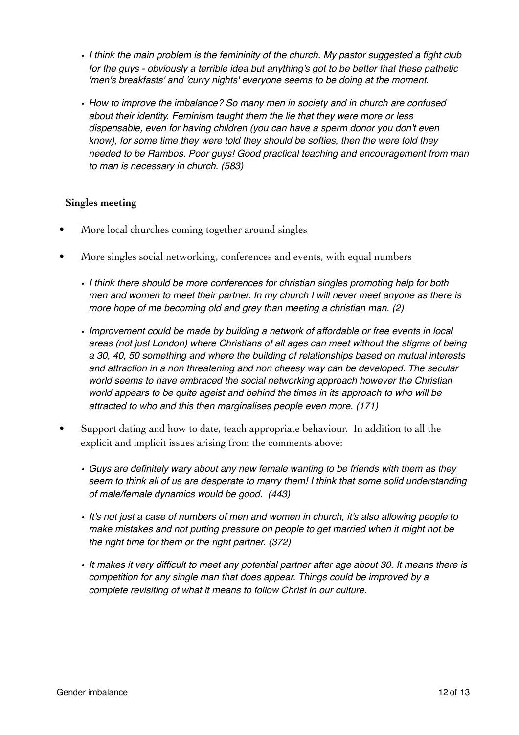- *I think the main problem is the femininity of the church. My pastor suggested a fight club for the guys - obviously a terrible idea but anything's got to be better that these pathetic 'men's breakfasts' and 'curry nights' everyone seems to be doing at the moment.*

- *How to improve the imbalance? So many men in society and in church are confused about their identity. Feminism taught them the lie that they were more or less dispensable, even for having children (you can have a sperm donor you don't even know), for some time they were told they should be softies, then the were told they needed to be Rambos. Poor guys! Good practical teaching and encouragement from man to man is necessary in church. (583)*

### Singles meeting

- More local churches coming together around singles
- More singles social networking, conferences and events, with equal numbers
  - *I think there should be more conferences for christian singles promoting help for both men and women to meet their partner. In my church I will never meet anyone as there is more hope of me becoming old and grey than meeting a christian man. (2)*
  - *Improvement could be made by building a network of affordable or free events in local areas (not just London) where Christians of all ages can meet without the stigma of being a 30, 40, 50 something and where the building of relationships based on mutual interests and attraction in a non threatening and non cheesy way can be developed. The secular world seems to have embraced the social networking approach however the Christian world appears to be quite ageist and behind the times in its approach to who will be attracted to who and this then marginalises people even more. (171)*
- Support dating and how to date, teach appropriate behaviour. In addition to all the explicit and implicit issues arising from the comments above:
  - *Guys are definitely wary about any new female wanting to be friends with them as they seem to think all of us are desperate to marry them! I think that some solid understanding of male/female dynamics would be good. (443)*
  - *It's not just a case of numbers of men and women in church, it's also allowing people to make mistakes and not putting pressure on people to get married when it might not be the right time for them or the right partner. (372)*
  - *It makes it very difficult to meet any potential partner after age about 30. It means there is competition for any single man that does appear. Things could be improved by a complete revisiting of what it means to follow Christ in our culture.*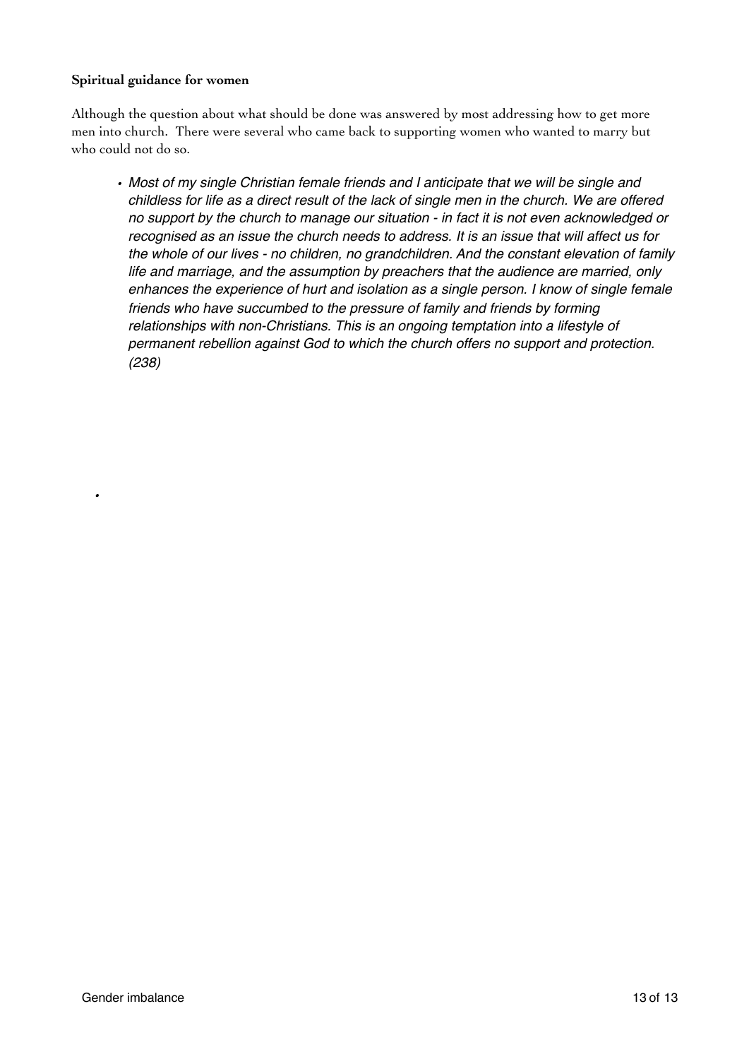**Spiritual guidance for women**

Although the question about what should be done was answered by most addressing how to get more men into church. There were several who came back to supporting women who wanted to marry but who could not do so.

- *Most of my single Christian female friends and I anticipate that we will be single and childless for life as a direct result of the lack of single men in the church. We are offered no support by the church to manage our situation - in fact it is not even acknowledged or recognised as an issue the church needs to address. It is an issue that will affect us for the whole of our lives - no children, no grandchildren. And the constant elevation of family life and marriage, and the assumption by preachers that the audience are married, only enhances the experience of hurt and isolation as a single person. I know of single female friends who have succumbed to the pressure of family and friends by forming relationships with non-Christians. This is an ongoing temptation into a lifestyle of permanent rebellion against God to which the church offers no support and protection. (238)*